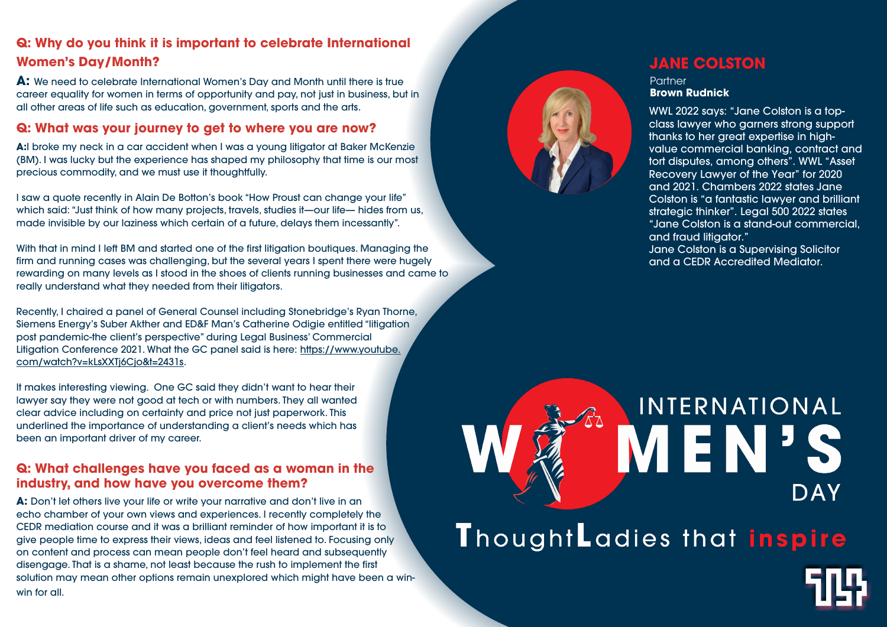## JANE COLSTON

Partner
**Brown Rudnick**

WWL 2022 says: "Jane Colston is a top-class lawyer who garners strong support thanks to her great expertise in high-value commercial banking, contract and tort disputes, among others". WWL "Asset Recovery Lawyer of the Year" for 2020 and 2021. Chambers 2022 states Jane Colston is "a fantastic lawyer and brilliant strategic thinker". Legal 500 2022 states "Jane Colston is a stand-out commercial, and fraud litigator."
Jane Colston is a Supervising Solicitor and a CEDR Accredited Mediator.

### Q: Why do you think it is important to celebrate International Women's Day/Month?

**A:** We need to celebrate International Women's Day and Month until there is true career equality for women in terms of opportunity and pay, not just in business, but in all other areas of life such as education, government, sports and the arts.

### Q: What was your journey to get to where you are now?

**A:**I broke my neck in a car accident when I was a young litigator at Baker McKenzie (BM). I was lucky but the experience has shaped my philosophy that time is our most precious commodity, and we must use it thoughtfully.

I saw a quote recently in Alain De Botton's book "How Proust can change your life" which said: "Just think of how many projects, travels, studies it—our life— hides from us, made invisible by our laziness which certain of a future, delays them incessantly".

With that in mind I left BM and started one of the first litigation boutiques. Managing the firm and running cases was challenging, but the several years I spent there were hugely rewarding on many levels as I stood in the shoes of clients running businesses and came to really understand what they needed from their litigators.

Recently, I chaired a panel of General Counsel including Stonebridge's Ryan Thorne, Siemens Energy's Suber Akther and ED&F Man's Catherine Odigie entitled "litigation post pandemic-the client's perspective" during Legal Business' Commercial Litigation Conference 2021. What the GC panel said is here: https://www.youtube.com/watch?v=kLsXXTj6Cjo&t=2431s.

It makes interesting viewing. One GC said they didn't want to hear their lawyer say they were not good at tech or with numbers. They all wanted clear advice including on certainty and price not just paperwork. This underlined the importance of understanding a client's needs which has been an important driver of my career.

### Q: What challenges have you faced as a woman in the industry, and how have you overcome them?

**A:** Don't let others live your life or write your narrative and don't live in an echo chamber of your own views and experiences. I recently completely the CEDR mediation course and it was a brilliant reminder of how important it is to give people time to express their views, ideas and feel listened to. Focusing only on content and process can mean people don't feel heard and subsequently disengage. That is a shame, not least because the rush to implement the first solution may mean other options remain unexplored which might have been a win-win for all.

INTERNATIONAL WOMEN'S DAY

ThoughtLadies that inspire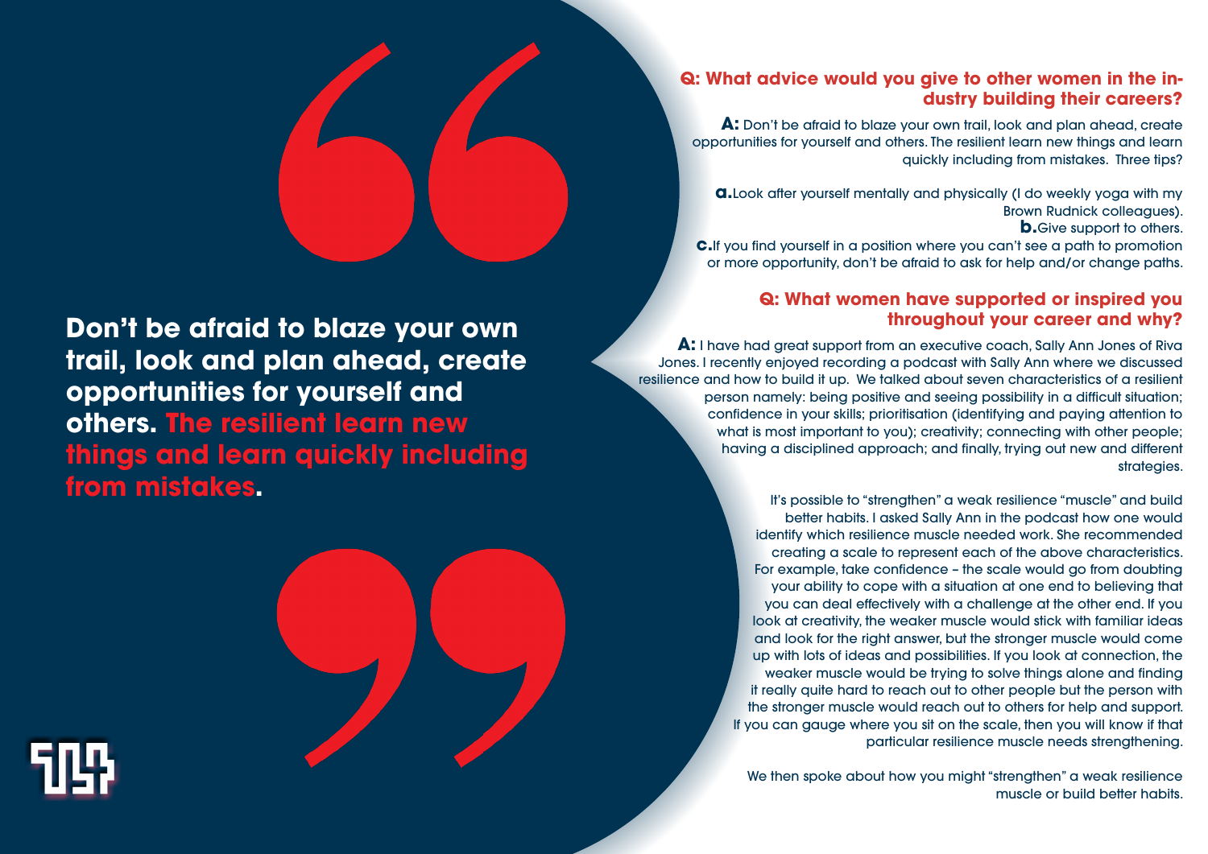**Don't be afraid to blaze your own trail, look and plan ahead, create opportunities for yourself and others. The resilient learn new things and learn quickly including from mistakes.**

## Q: What advice would you give to other women in the industry building their careers?

**A:** Don't be afraid to blaze your own trail, look and plan ahead, create opportunities for yourself and others. The resilient learn new things and learn quickly including from mistakes. Three tips?

**a.** Look after yourself mentally and physically (I do weekly yoga with my Brown Rudnick colleagues).
**b.** Give support to others.
**c.** If you find yourself in a position where you can't see a path to promotion or more opportunity, don't be afraid to ask for help and/or change paths.

## Q: What women have supported or inspired you throughout your career and why?

**A:** I have had great support from an executive coach, Sally Ann Jones of Riva Jones. I recently enjoyed recording a podcast with Sally Ann where we discussed resilience and how to build it up. We talked about seven characteristics of a resilient person namely: being positive and seeing possibility in a difficult situation; confidence in your skills; prioritisation (identifying and paying attention to what is most important to you); creativity; connecting with other people; having a disciplined approach; and finally, trying out new and different strategies.

It's possible to "strengthen" a weak resilience "muscle" and build better habits. I asked Sally Ann in the podcast how one would identify which resilience muscle needed work. She recommended creating a scale to represent each of the above characteristics. For example, take confidence – the scale would go from doubting your ability to cope with a situation at one end to believing that you can deal effectively with a challenge at the other end. If you look at creativity, the weaker muscle would stick with familiar ideas and look for the right answer, but the stronger muscle would come up with lots of ideas and possibilities. If you look at connection, the weaker muscle would be trying to solve things alone and finding it really quite hard to reach out to other people but the person with the stronger muscle would reach out to others for help and support. If you can gauge where you sit on the scale, then you will know if that particular resilience muscle needs strengthening.

We then spoke about how you might "strengthen" a weak resilience muscle or build better habits.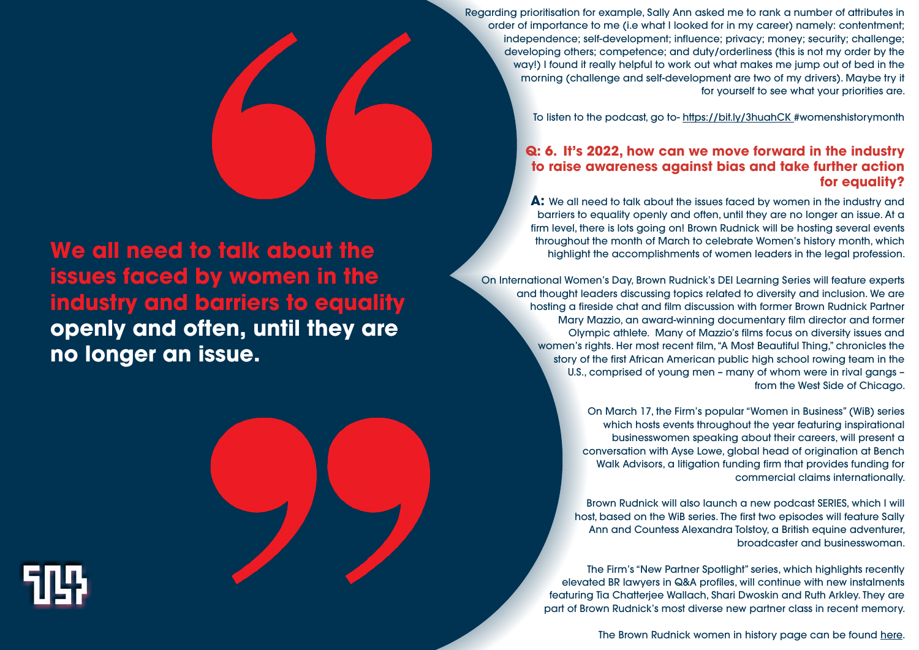**We all need to talk about the issues faced by women in the industry and barriers to equality openly and often, until they are no longer an issue.**

Regarding prioritisation for example, Sally Ann asked me to rank a number of attributes in order of importance to me (i.e what I looked for in my career) namely: contentment; independence; self-development; influence; privacy; money; security; challenge; developing others; competence; and duty/orderliness (this is not my order by the way!) I found it really helpful to work out what makes me jump out of bed in the morning (challenge and self-development are two of my drivers). Maybe try it for yourself to see what your priorities are.

To listen to the podcast, go to- https://bit.ly/3huahCK #womenshistorymonth

### Q: 6. It's 2022, how can we move forward in the industry to raise awareness against bias and take further action for equality?

**A:** We all need to talk about the issues faced by women in the industry and barriers to equality openly and often, until they are no longer an issue. At a firm level, there is lots going on! Brown Rudnick will be hosting several events throughout the month of March to celebrate Women's history month, which highlight the accomplishments of women leaders in the legal profession.

On International Women's Day, Brown Rudnick's DEI Learning Series will feature experts and thought leaders discussing topics related to diversity and inclusion. We are hosting a fireside chat and film discussion with former Brown Rudnick Partner Mary Mazzio, an award-winning documentary film director and former Olympic athlete. Many of Mazzio's films focus on diversity issues and women's rights. Her most recent film, "A Most Beautiful Thing," chronicles the story of the first African American public high school rowing team in the U.S., comprised of young men – many of whom were in rival gangs – from the West Side of Chicago.

On March 17, the Firm's popular "Women in Business" (WiB) series which hosts events throughout the year featuring inspirational businesswomen speaking about their careers, will present a conversation with Ayse Lowe, global head of origination at Bench Walk Advisors, a litigation funding firm that provides funding for commercial claims internationally.

Brown Rudnick will also launch a new podcast SERIES, which I will host, based on the WiB series. The first two episodes will feature Sally Ann and Countess Alexandra Tolstoy, a British equine adventurer, broadcaster and businesswoman.

The Firm's "New Partner Spotlight" series, which highlights recently elevated BR lawyers in Q&A profiles, will continue with new instalments featuring Tia Chatterjee Wallach, Shari Dwoskin and Ruth Arkley. They are part of Brown Rudnick's most diverse new partner class in recent memory.

The Brown Rudnick women in history page can be found here.